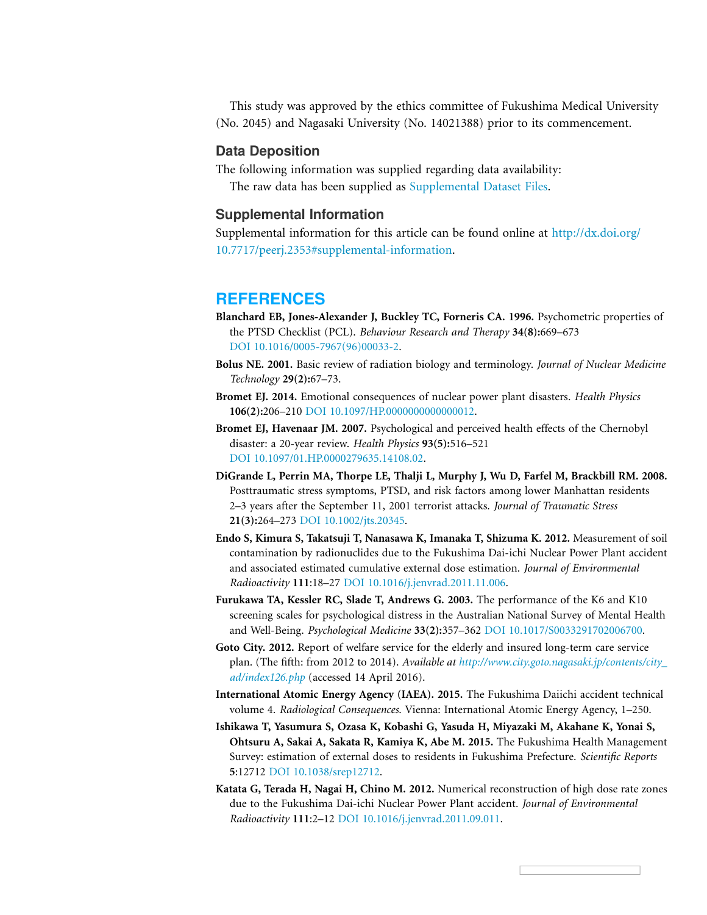This study was approved by the ethics committee of Fukushima Medical University (No. 2045) and Nagasaki University (No. 14021388) prior to its commencement.

## Data Deposition

The following information was supplied regarding data availability:

The raw data has been supplied as Supplemental Dataset Files.

## Supplemental Information

Supplemental information for this article can be found online at http://dx.doi.org/10.7717/peerj.2353#supplemental-information.

# REFERENCES

**Blanchard EB, Jones-Alexander J, Buckley TC, Forneris CA. 1996.** Psychometric properties of the PTSD Checklist (PCL). *Behaviour Research and Therapy* **34(8):**669–673 DOI 10.1016/0005-7967(96)00033-2.

**Bolus NE. 2001.** Basic review of radiation biology and terminology. *Journal of Nuclear Medicine Technology* **29(2):**67–73.

**Bromet EJ. 2014.** Emotional consequences of nuclear power plant disasters. *Health Physics* **106(2):**206–210 DOI 10.1097/HP.0000000000000012.

**Bromet EJ, Havenaar JM. 2007.** Psychological and perceived health effects of the Chernobyl disaster: a 20-year review. *Health Physics* **93(5):**516–521 DOI 10.1097/01.HP.0000279635.14108.02.

**DiGrande L, Perrin MA, Thorpe LE, Thalji L, Murphy J, Wu D, Farfel M, Brackbill RM. 2008.** Posttraumatic stress symptoms, PTSD, and risk factors among lower Manhattan residents 2–3 years after the September 11, 2001 terrorist attacks. *Journal of Traumatic Stress* **21(3):**264–273 DOI 10.1002/jts.20345.

**Endo S, Kimura S, Takatsuji T, Nanasawa K, Imanaka T, Shizuma K. 2012.** Measurement of soil contamination by radionuclides due to the Fukushima Dai-ichi Nuclear Power Plant accident and associated estimated cumulative external dose estimation. *Journal of Environmental Radioactivity* **111**:18–27 DOI 10.1016/j.jenvrad.2011.11.006.

**Furukawa TA, Kessler RC, Slade T, Andrews G. 2003.** The performance of the K6 and K10 screening scales for psychological distress in the Australian National Survey of Mental Health and Well-Being. *Psychological Medicine* **33(2):**357–362 DOI 10.1017/S0033291702006700.

**Goto City. 2012.** Report of welfare service for the elderly and insured long-term care service plan. (The fifth: from 2012 to 2014). *Available at http://www.city.goto.nagasaki.jp/contents/city_ad/index126.php* (accessed 14 April 2016).

**International Atomic Energy Agency (IAEA). 2015.** The Fukushima Daiichi accident technical volume 4. *Radiological Consequences*. Vienna: International Atomic Energy Agency, 1–250.

**Ishikawa T, Yasumura S, Ozasa K, Kobashi G, Yasuda H, Miyazaki M, Akahane K, Yonai S, Ohtsuru A, Sakai A, Sakata R, Kamiya K, Abe M. 2015.** The Fukushima Health Management Survey: estimation of external doses to residents in Fukushima Prefecture. *Scientific Reports* **5**:12712 DOI 10.1038/srep12712.

**Katata G, Terada H, Nagai H, Chino M. 2012.** Numerical reconstruction of high dose rate zones due to the Fukushima Dai-ichi Nuclear Power Plant accident. *Journal of Environmental Radioactivity* **111**:2–12 DOI 10.1016/j.jenvrad.2011.09.011.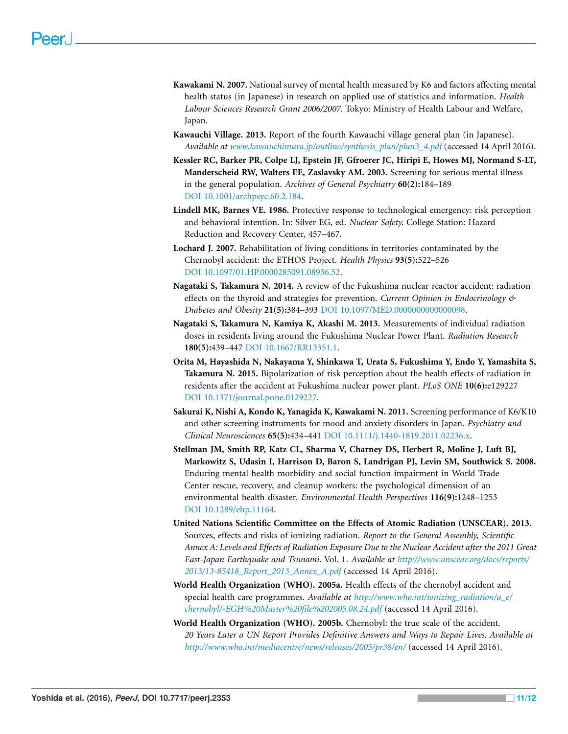**Kawakami N. 2007.** National survey of mental health measured by K6 and factors affecting mental health status (in Japanese) in research on applied use of statistics and information. *Health Labour Sciences Research Grant 2006/2007*. Tokyo: Ministry of Health Labour and Welfare, Japan.

**Kawauchi Village. 2013.** Report of the fourth Kawauchi village general plan (in Japanese). *Available at www.kawauchimura.jp/outline/synthesis_plan/plan3_4.pdf* (accessed 14 April 2016).

**Kessler RC, Barker PR, Colpe LJ, Epstein JF, Gfroerer JC, Hiripi E, Howes MJ, Normand S-LT, Manderscheid RW, Walters EE, Zaslavsky AM. 2003.** Screening for serious mental illness in the general population. *Archives of General Psychiatry* **60(2):**184–189 DOI 10.1001/archpsyc.60.2.184.

**Lindell MK, Barnes VE. 1986.** Protective response to technological emergency: risk perception and behavioral intention. In: Silver EG, ed. *Nuclear Safety*. College Station: Hazard Reduction and Recovery Center, 457–467.

**Lochard J. 2007.** Rehabilitation of living conditions in territories contaminated by the Chernobyl accident: the ETHOS Project. *Health Physics* **93(5):**522–526 DOI 10.1097/01.HP.0000285091.08936.52.

**Nagataki S, Takamura N. 2014.** A review of the Fukushima nuclear reactor accident: radiation effects on the thyroid and strategies for prevention. *Current Opinion in Endocrinology & Diabetes and Obesity* **21(5):**384–393 DOI 10.1097/MED.0000000000000098.

**Nagataki S, Takamura N, Kamiya K, Akashi M. 2013.** Measurements of individual radiation doses in residents living around the Fukushima Nuclear Power Plant. *Radiation Research* **180(5):**439–447 DOI 10.1667/RR13351.1.

**Orita M, Hayashida N, Nakayama Y, Shinkawa T, Urata S, Fukushima Y, Endo Y, Yamashita S, Takamura N. 2015.** Bipolarization of risk perception about the health effects of radiation in residents after the accident at Fukushima nuclear power plant. *PLoS ONE* **10(6):**e129227 DOI 10.1371/journal.pone.0129227.

**Sakurai K, Nishi A, Kondo K, Yanagida K, Kawakami N. 2011.** Screening performance of K6/K10 and other screening instruments for mood and anxiety disorders in Japan. *Psychiatry and Clinical Neurosciences* **65(5):**434–441 DOI 10.1111/j.1440-1819.2011.02236.x.

**Stellman JM, Smith RP, Katz CL, Sharma V, Charney DS, Herbert R, Moline J, Luft BJ, Markowitz S, Udasin I, Harrison D, Baron S, Landrigan PJ, Levin SM, Southwick S. 2008.** Enduring mental health morbidity and social function impairment in World Trade Center rescue, recovery, and cleanup workers: the psychological dimension of an environmental health disaster. *Environmental Health Perspectives* **116(9):**1248–1253 DOI 10.1289/ehp.11164.

**United Nations Scientific Committee on the Effects of Atomic Radiation (UNSCEAR). 2013.** Sources, effects and risks of ionizing radiation. *Report to the General Assembly, Scientific Annex A: Levels and Effects of Radiation Exposure Due to the Nuclear Accident after the 2011 Great East-Japan Earthquake and Tsunami*. Vol. 1. *Available at http://www.unscear.org/docs/reports/2013/13-85418_Report_2013_Annex_A.pdf* (accessed 14 April 2016).

**World Health Organization (WHO). 2005a.** Health effects of the chernobyl accident and special health care programmes. *Available at http://www.who.int/ionizing_radiation/a_e/chernobyl/-EGH%20Master%20file%202005.08.24.pdf* (accessed 14 April 2016).

**World Health Organization (WHO). 2005b.** Chernobyl: the true scale of the accident. *20 Years Later a UN Report Provides Definitive Answers and Ways to Repair Lives. Available at http://www.who.int/mediacentre/news/releases/2005/pr38/en/* (accessed 14 April 2016).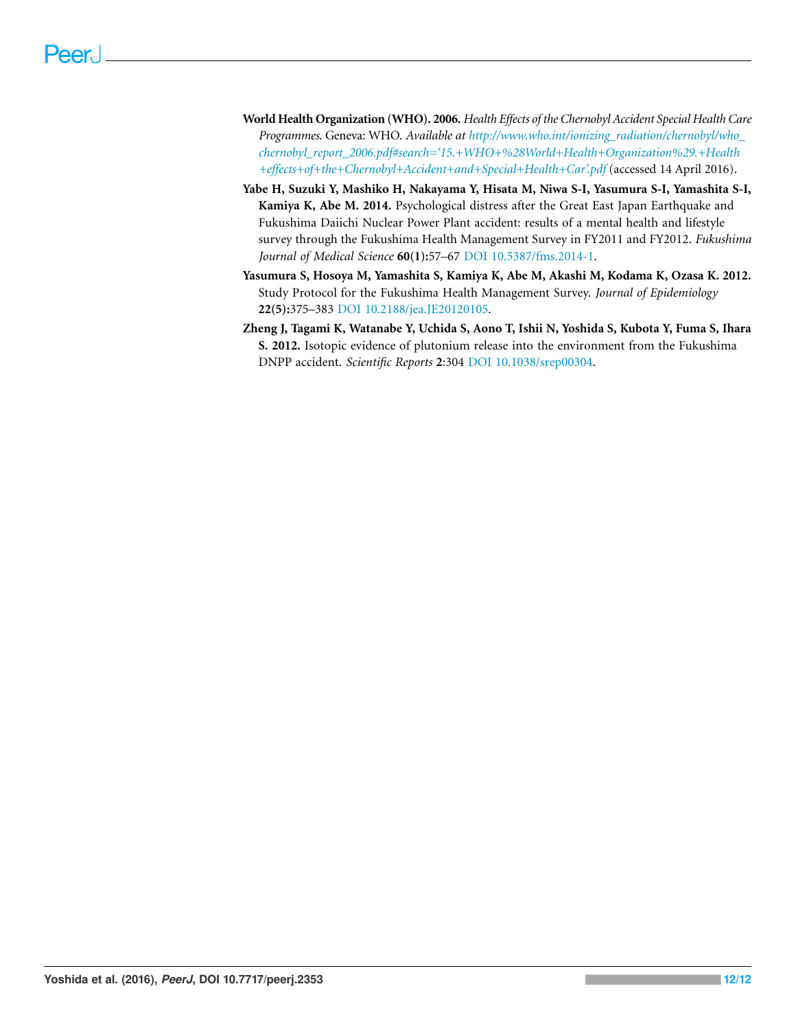**World Health Organization (WHO). 2006.** *Health Effects of the Chernobyl Accident Special Health Care Programmes*. Geneva: WHO. *Available at http://www.who.int/ionizing_radiation/chernobyl/who_chernobyl_report_2006.pdf#search='15.+WHO+%28World+Health+Organization%29.+Health+effects+of+the+Chernobyl+Accident+and+Special+Health+Car'.pdf* (accessed 14 April 2016).

**Yabe H, Suzuki Y, Mashiko H, Nakayama Y, Hisata M, Niwa S-I, Yasumura S-I, Yamashita S-I, Kamiya K, Abe M. 2014.** Psychological distress after the Great East Japan Earthquake and Fukushima Daiichi Nuclear Power Plant accident: results of a mental health and lifestyle survey through the Fukushima Health Management Survey in FY2011 and FY2012. *Fukushima Journal of Medical Science* **60(1)**:57–67 DOI 10.5387/fms.2014-1.

**Yasumura S, Hosoya M, Yamashita S, Kamiya K, Abe M, Akashi M, Kodama K, Ozasa K. 2012.** Study Protocol for the Fukushima Health Management Survey. *Journal of Epidemiology* **22(5)**:375–383 DOI 10.2188/jea.JE20120105.

**Zheng J, Tagami K, Watanabe Y, Uchida S, Aono T, Ishii N, Yoshida S, Kubota Y, Fuma S, Ihara S. 2012.** Isotopic evidence of plutonium release into the environment from the Fukushima DNPP accident. *Scientific Reports* **2**:304 DOI 10.1038/srep00304.